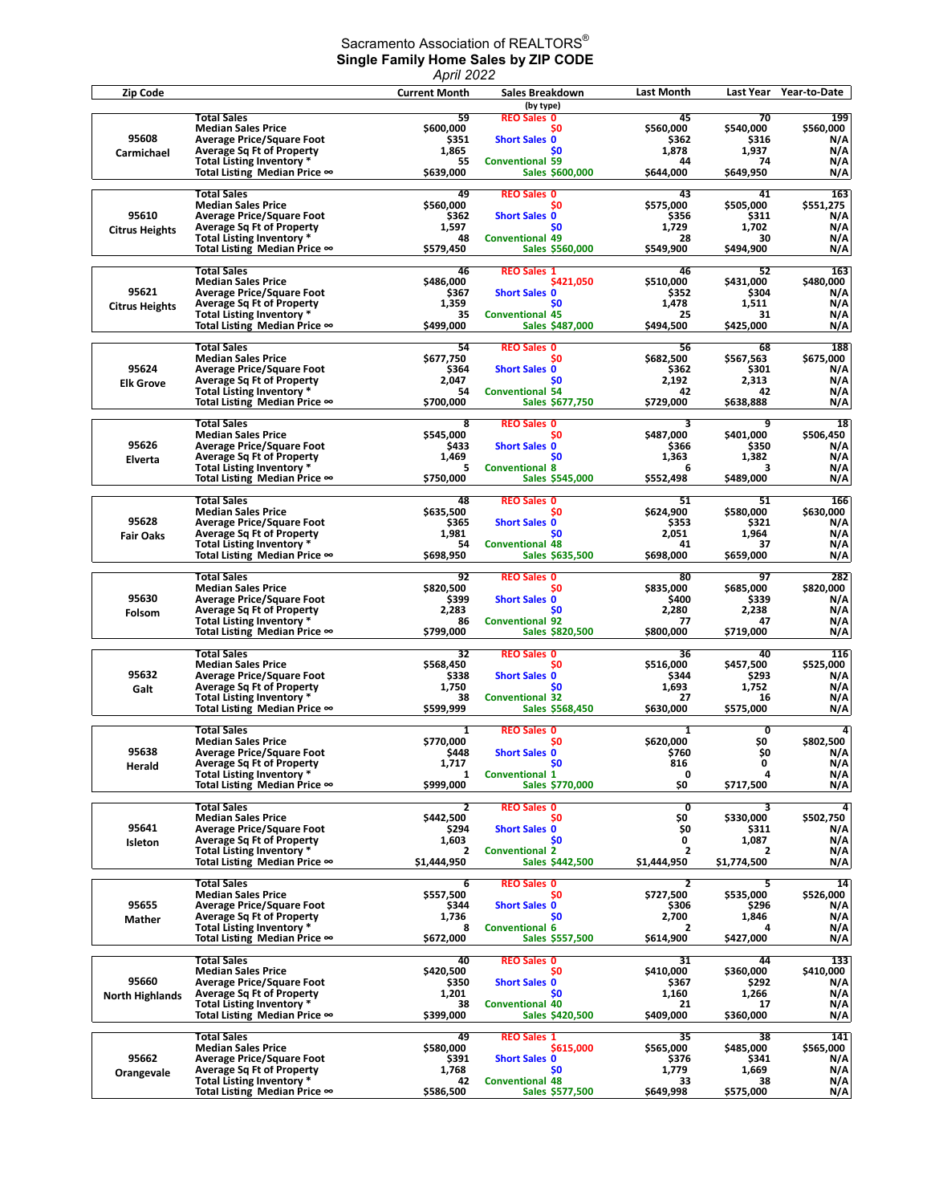# Sacramento Association of REALTORS®

## Single Family Home Sales by ZIP CODE

*April 2022*

| Zip Code | | Current Month | Sales Breakdown (by type) | | Last Month | Last Year | Year-to-Date |
|---|---|---|---|---|---|---|---|
| 95608 Carmichael | Total Sales | 59 | REO Sales | 0 | 45 | 70 | 199 |
| | Median Sales Price | $600,000 | | $0 | $560,000 | $540,000 | $560,000 |
| | Average Price/Square Foot | $351 | Short Sales | 0 | $362 | $316 | N/A |
| | Average Sq Ft of Property | 1,865 | | $0 | 1,878 | 1,937 | N/A |
| | Total Listing Inventory * | 55 | Conventional | 59 | 44 | 74 | N/A |
| | Total Listing Median Price ∞ | $639,000 | Sales | $600,000 | $644,000 | $649,950 | N/A |
| 95610 Citrus Heights | Total Sales | 49 | REO Sales | 0 | 43 | 41 | 163 |
| | Median Sales Price | $560,000 | | $0 | $575,000 | $505,000 | $551,275 |
| | Average Price/Square Foot | $362 | Short Sales | 0 | $356 | $311 | N/A |
| | Average Sq Ft of Property | 1,597 | | $0 | 1,729 | 1,702 | N/A |
| | Total Listing Inventory * | 48 | Conventional | 49 | 28 | 30 | N/A |
| | Total Listing Median Price ∞ | $579,450 | Sales | $560,000 | $549,900 | $494,900 | N/A |
| 95621 Citrus Heights | Total Sales | 46 | REO Sales | 1 | 46 | 52 | 163 |
| | Median Sales Price | $486,000 | | $421,050 | $510,000 | $431,000 | $480,000 |
| | Average Price/Square Foot | $367 | Short Sales | 0 | $352 | $304 | N/A |
| | Average Sq Ft of Property | 1,359 | | $0 | 1,478 | 1,511 | N/A |
| | Total Listing Inventory * | 35 | Conventional | 45 | 25 | 31 | N/A |
| | Total Listing Median Price ∞ | $499,000 | Sales | $487,000 | $494,500 | $425,000 | N/A |
| 95624 Elk Grove | Total Sales | 54 | REO Sales | 0 | 56 | 68 | 188 |
| | Median Sales Price | $677,750 | | $0 | $682,500 | $567,563 | $675,000 |
| | Average Price/Square Foot | $364 | Short Sales | 0 | $362 | $301 | N/A |
| | Average Sq Ft of Property | 2,047 | | $0 | 2,192 | 2,313 | N/A |
| | Total Listing Inventory * | 54 | Conventional | 54 | 42 | 42 | N/A |
| | Total Listing Median Price ∞ | $700,000 | Sales | $677,750 | $729,000 | $638,888 | N/A |
| 95626 Elverta | Total Sales | 8 | REO Sales | 0 | 3 | 9 | 18 |
| | Median Sales Price | $545,000 | | $0 | $487,000 | $401,000 | $506,450 |
| | Average Price/Square Foot | $433 | Short Sales | 0 | $366 | $350 | N/A |
| | Average Sq Ft of Property | 1,469 | | $0 | 1,363 | 1,382 | N/A |
| | Total Listing Inventory * | 5 | Conventional | 8 | 6 | 3 | N/A |
| | Total Listing Median Price ∞ | $750,000 | Sales | $545,000 | $552,498 | $489,000 | N/A |
| 95628 Fair Oaks | Total Sales | 48 | REO Sales | 0 | 51 | 51 | 166 |
| | Median Sales Price | $635,500 | | $0 | $624,900 | $580,000 | $630,000 |
| | Average Price/Square Foot | $365 | Short Sales | 0 | $353 | $321 | N/A |
| | Average Sq Ft of Property | 1,981 | | $0 | 2,051 | 1,964 | N/A |
| | Total Listing Inventory * | 54 | Conventional | 48 | 41 | 37 | N/A |
| | Total Listing Median Price ∞ | $698,950 | Sales | $635,500 | $698,000 | $659,000 | N/A |
| 95630 Folsom | Total Sales | 92 | REO Sales | 0 | 80 | 97 | 282 |
| | Median Sales Price | $820,500 | | $0 | $835,000 | $685,000 | $820,000 |
| | Average Price/Square Foot | $399 | Short Sales | 0 | $400 | $339 | N/A |
| | Average Sq Ft of Property | 2,283 | | $0 | 2,280 | 2,238 | N/A |
| | Total Listing Inventory * | 86 | Conventional | 92 | 77 | 47 | N/A |
| | Total Listing Median Price ∞ | $799,000 | Sales | $820,500 | $800,000 | $719,000 | N/A |
| 95632 Galt | Total Sales | 32 | REO Sales | 0 | 36 | 40 | 116 |
| | Median Sales Price | $568,450 | | $0 | $516,000 | $457,500 | $525,000 |
| | Average Price/Square Foot | $338 | Short Sales | 0 | $344 | $293 | N/A |
| | Average Sq Ft of Property | 1,750 | | $0 | 1,693 | 1,752 | N/A |
| | Total Listing Inventory * | 38 | Conventional | 32 | 27 | 16 | N/A |
| | Total Listing Median Price ∞ | $599,999 | Sales | $568,450 | $630,000 | $575,000 | N/A |
| 95638 Herald | Total Sales | 1 | REO Sales | 0 | 1 | 0 | 4 |
| | Median Sales Price | $770,000 | | $0 | $620,000 | $0 | $802,500 |
| | Average Price/Square Foot | $448 | Short Sales | 0 | $760 | $0 | N/A |
| | Average Sq Ft of Property | 1,717 | | $0 | 816 | 0 | N/A |
| | Total Listing Inventory * | 1 | Conventional | 1 | 0 | 4 | N/A |
| | Total Listing Median Price ∞ | $999,000 | Sales | $770,000 | $0 | $717,500 | N/A |
| 95641 Isleton | Total Sales | 2 | REO Sales | 0 | 0 | 3 | 4 |
| | Median Sales Price | $442,500 | | $0 | $0 | $330,000 | $502,750 |
| | Average Price/Square Foot | $294 | Short Sales | 0 | $0 | $311 | N/A |
| | Average Sq Ft of Property | 1,603 | | $0 | 0 | 1,087 | N/A |
| | Total Listing Inventory * | 2 | Conventional | 2 | 2 | 2 | N/A |
| | Total Listing Median Price ∞ | $1,444,950 | Sales | $442,500 | $1,444,950 | $1,774,500 | N/A |
| 95655 Mather | Total Sales | 6 | REO Sales | 0 | 2 | 5 | 14 |
| | Median Sales Price | $557,500 | | $0 | $727,500 | $535,000 | $526,000 |
| | Average Price/Square Foot | $344 | Short Sales | 0 | $306 | $296 | N/A |
| | Average Sq Ft of Property | 1,736 | | $0 | 2,700 | 1,846 | N/A |
| | Total Listing Inventory * | 8 | Conventional | 6 | 2 | 4 | N/A |
| | Total Listing Median Price ∞ | $672,000 | Sales | $557,500 | $614,900 | $427,000 | N/A |
| 95660 North Highlands | Total Sales | 40 | REO Sales | 0 | 31 | 44 | 133 |
| | Median Sales Price | $420,500 | | $0 | $410,000 | $360,000 | $410,000 |
| | Average Price/Square Foot | $350 | Short Sales | 0 | $367 | $292 | N/A |
| | Average Sq Ft of Property | 1,201 | | $0 | 1,160 | 1,266 | N/A |
| | Total Listing Inventory * | 38 | Conventional | 40 | 21 | 17 | N/A |
| | Total Listing Median Price ∞ | $399,000 | Sales | $420,500 | $409,000 | $360,000 | N/A |
| 95662 Orangevale | Total Sales | 49 | REO Sales | 1 | 35 | 38 | 141 |
| | Median Sales Price | $580,000 | | $615,000 | $565,000 | $485,000 | $565,000 |
| | Average Price/Square Foot | $391 | Short Sales | 0 | $376 | $341 | N/A |
| | Average Sq Ft of Property | 1,768 | | $0 | 1,779 | 1,669 | N/A |
| | Total Listing Inventory * | 42 | Conventional | 48 | 33 | 38 | N/A |
| | Total Listing Median Price ∞ | $586,500 | Sales | $577,500 | $649,998 | $575,000 | N/A |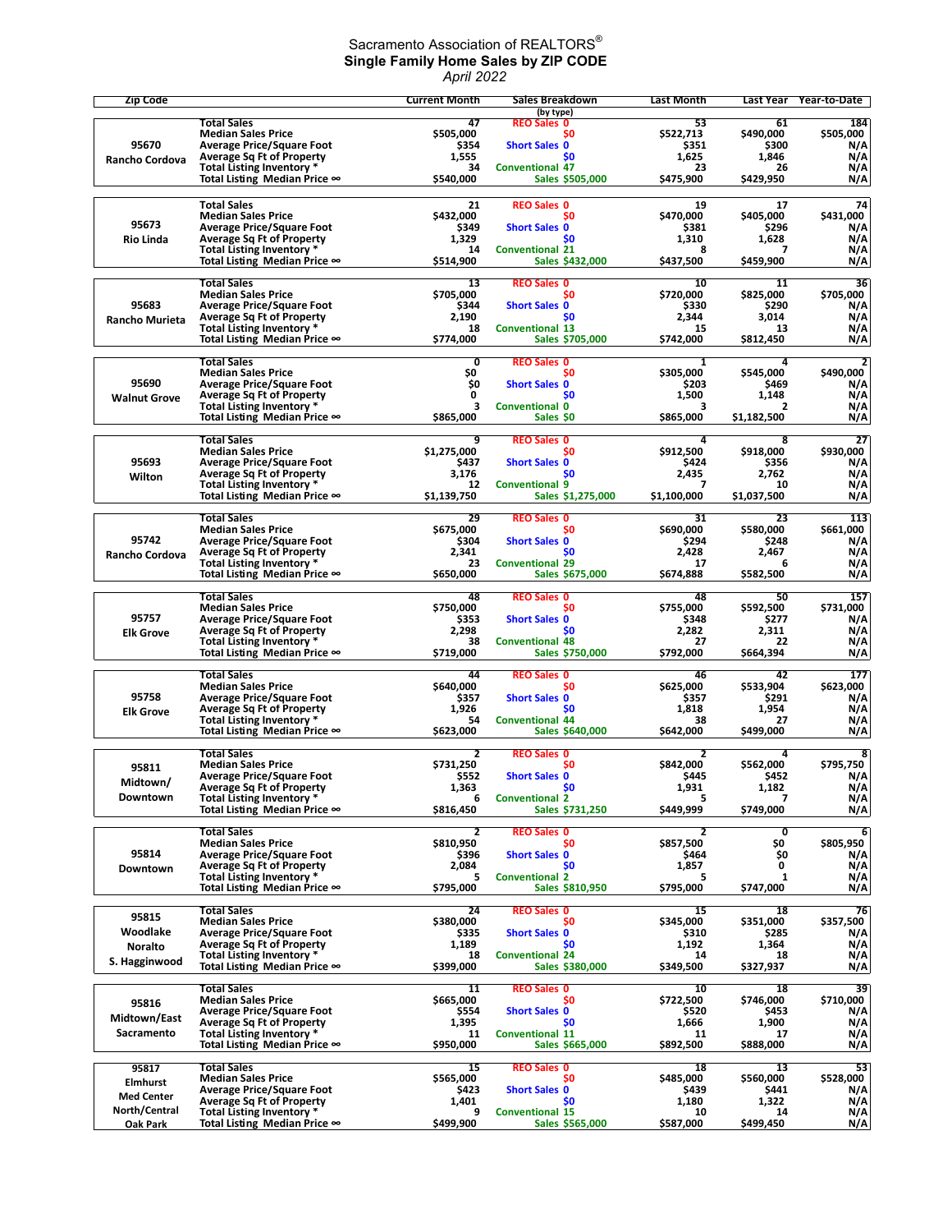Sacramento Association of REALTORS®

**Single Family Home Sales by ZIP CODE**

*April 2022*

| Zip Code | | Current Month | Sales Breakdown (by type) | Last Month | Last Year | Year-to-Date |
|---|---|---|---|---|---|---|
| **95670 Rancho Cordova** | Total Sales | 47 | REO Sales 0 | 53 | 61 | 184 |
| | Median Sales Price | $505,000 | $0 | $522,713 | $490,000 | $505,000 |
| | Average Price/Square Foot | $354 | Short Sales 0 | $351 | $300 | N/A |
| | Average Sq Ft of Property | 1,555 | $0 | 1,625 | 1,846 | N/A |
| | Total Listing Inventory * | 34 | Conventional 47 | 23 | 26 | N/A |
| | Total Listing Median Price ∞ | $540,000 | Sales $505,000 | $475,900 | $429,950 | N/A |
| **95673 Rio Linda** | Total Sales | 21 | REO Sales 0 | 19 | 17 | 74 |
| | Median Sales Price | $432,000 | $0 | $470,000 | $405,000 | $431,000 |
| | Average Price/Square Foot | $349 | Short Sales 0 | $381 | $296 | N/A |
| | Average Sq Ft of Property | 1,329 | $0 | 1,310 | 1,628 | N/A |
| | Total Listing Inventory * | 14 | Conventional 21 | 8 | 7 | N/A |
| | Total Listing Median Price ∞ | $514,900 | Sales $432,000 | $437,500 | $459,900 | N/A |
| **95683 Rancho Murieta** | Total Sales | 13 | REO Sales 0 | 10 | 11 | 36 |
| | Median Sales Price | $705,000 | $0 | $720,000 | $825,000 | $705,000 |
| | Average Price/Square Foot | $344 | Short Sales 0 | $330 | $290 | N/A |
| | Average Sq Ft of Property | 2,190 | $0 | 2,344 | 3,014 | N/A |
| | Total Listing Inventory * | 18 | Conventional 13 | 15 | 13 | N/A |
| | Total Listing Median Price ∞ | $774,000 | Sales $705,000 | $742,000 | $812,450 | N/A |
| **95690 Walnut Grove** | Total Sales | 0 | REO Sales 0 | 1 | 4 | 2 |
| | Median Sales Price | $0 | $0 | $305,000 | $545,000 | $490,000 |
| | Average Price/Square Foot | $0 | Short Sales 0 | $203 | $469 | N/A |
| | Average Sq Ft of Property | 0 | $0 | 1,500 | 1,148 | N/A |
| | Total Listing Inventory * | 3 | Conventional 0 | 3 | 2 | N/A |
| | Total Listing Median Price ∞ | $865,000 | Sales $0 | $865,000 | $1,182,500 | N/A |
| **95693 Wilton** | Total Sales | 9 | REO Sales 0 | 4 | 8 | 27 |
| | Median Sales Price | $1,275,000 | $0 | $912,500 | $918,000 | $930,000 |
| | Average Price/Square Foot | $437 | Short Sales 0 | $424 | $356 | N/A |
| | Average Sq Ft of Property | 3,176 | $0 | 2,435 | 2,762 | N/A |
| | Total Listing Inventory * | 12 | Conventional 9 | 7 | 10 | N/A |
| | Total Listing Median Price ∞ | $1,139,750 | Sales $1,275,000 | $1,100,000 | $1,037,500 | N/A |
| **95742 Rancho Cordova** | Total Sales | 29 | REO Sales 0 | 31 | 23 | 113 |
| | Median Sales Price | $675,000 | $0 | $690,000 | $580,000 | $661,000 |
| | Average Price/Square Foot | $304 | Short Sales 0 | $294 | $248 | N/A |
| | Average Sq Ft of Property | 2,341 | $0 | 2,428 | 2,467 | N/A |
| | Total Listing Inventory * | 23 | Conventional 29 | 17 | 6 | N/A |
| | Total Listing Median Price ∞ | $650,000 | Sales $675,000 | $674,888 | $582,500 | N/A |
| **95757 Elk Grove** | Total Sales | 48 | REO Sales 0 | 48 | 50 | 157 |
| | Median Sales Price | $750,000 | $0 | $755,000 | $592,500 | $731,000 |
| | Average Price/Square Foot | $353 | Short Sales 0 | $348 | $277 | N/A |
| | Average Sq Ft of Property | 2,298 | $0 | 2,282 | 2,311 | N/A |
| | Total Listing Inventory * | 38 | Conventional 48 | 27 | 22 | N/A |
| | Total Listing Median Price ∞ | $719,000 | Sales $750,000 | $792,000 | $664,394 | N/A |
| **95758 Elk Grove** | Total Sales | 44 | REO Sales 0 | 46 | 42 | 177 |
| | Median Sales Price | $640,000 | $0 | $625,000 | $533,904 | $623,000 |
| | Average Price/Square Foot | $357 | Short Sales 0 | $357 | $291 | N/A |
| | Average Sq Ft of Property | 1,926 | $0 | 1,818 | 1,954 | N/A |
| | Total Listing Inventory * | 54 | Conventional 44 | 38 | 27 | N/A |
| | Total Listing Median Price ∞ | $623,000 | Sales $640,000 | $642,000 | $499,000 | N/A |
| **95811 Midtown/ Downtown** | Total Sales | 2 | REO Sales 0 | 2 | 4 | 8 |
| | Median Sales Price | $731,250 | $0 | $842,000 | $562,000 | $795,750 |
| | Average Price/Square Foot | $552 | Short Sales 0 | $445 | $452 | N/A |
| | Average Sq Ft of Property | 1,363 | $0 | 1,931 | 1,182 | N/A |
| | Total Listing Inventory * | 6 | Conventional 2 | 5 | 7 | N/A |
| | Total Listing Median Price ∞ | $816,450 | Sales $731,250 | $449,999 | $749,000 | N/A |
| **95814 Downtown** | Total Sales | 2 | REO Sales 0 | 2 | 0 | 6 |
| | Median Sales Price | $810,950 | $0 | $857,500 | $0 | $805,950 |
| | Average Price/Square Foot | $396 | Short Sales 0 | $464 | $0 | N/A |
| | Average Sq Ft of Property | 2,084 | $0 | 1,857 | 0 | N/A |
| | Total Listing Inventory * | 5 | Conventional 2 | 5 | 1 | N/A |
| | Total Listing Median Price ∞ | $795,000 | Sales $810,950 | $795,000 | $747,000 | N/A |
| **95815 Woodlake Noralto S. Hagginwood** | Total Sales | 24 | REO Sales 0 | 15 | 18 | 76 |
| | Median Sales Price | $380,000 | $0 | $345,000 | $351,000 | $357,500 |
| | Average Price/Square Foot | $335 | Short Sales 0 | $310 | $285 | N/A |
| | Average Sq Ft of Property | 1,189 | $0 | 1,192 | 1,364 | N/A |
| | Total Listing Inventory * | 18 | Conventional 24 | 14 | 18 | N/A |
| | Total Listing Median Price ∞ | $399,000 | Sales $380,000 | $349,500 | $327,937 | N/A |
| **95816 Midtown/East Sacramento** | Total Sales | 11 | REO Sales 0 | 10 | 18 | 39 |
| | Median Sales Price | $665,000 | $0 | $722,500 | $746,000 | $710,000 |
| | Average Price/Square Foot | $554 | Short Sales 0 | $520 | $453 | N/A |
| | Average Sq Ft of Property | 1,395 | $0 | 1,666 | 1,900 | N/A |
| | Total Listing Inventory * | 11 | Conventional 11 | 11 | 17 | N/A |
| | Total Listing Median Price ∞ | $950,000 | Sales $665,000 | $892,500 | $888,000 | N/A |
| **95817 Elmhurst Med Center North/Central Oak Park** | Total Sales | 15 | REO Sales 0 | 18 | 13 | 53 |
| | Median Sales Price | $565,000 | $0 | $485,000 | $560,000 | $528,000 |
| | Average Price/Square Foot | $423 | Short Sales 0 | $439 | $441 | N/A |
| | Average Sq Ft of Property | 1,401 | $0 | 1,180 | 1,322 | N/A |
| | Total Listing Inventory * | 9 | Conventional 15 | 10 | 14 | N/A |
| | Total Listing Median Price ∞ | $499,900 | Sales $565,000 | $587,000 | $499,450 | N/A |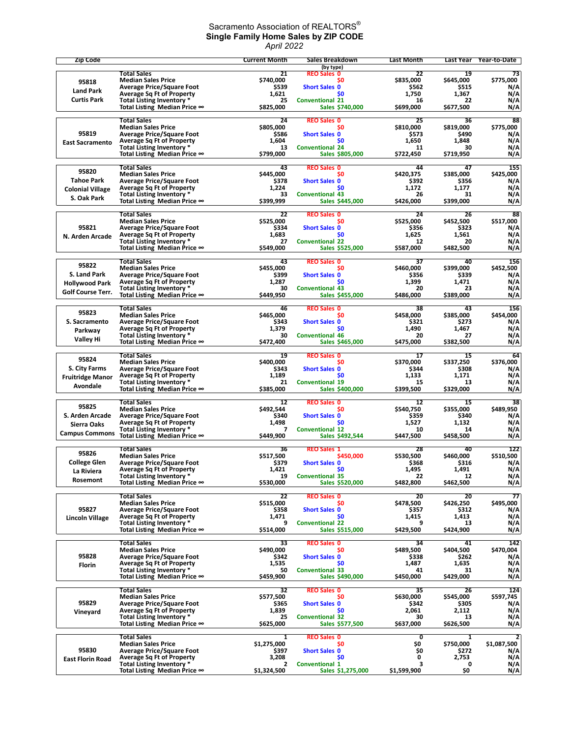Sacramento Association of REALTORS®

**Single Family Home Sales by ZIP CODE**

*April 2022*

| Zip Code | | Current Month | Sales Breakdown (by type) | Last Month | Last Year | Year-to-Date |
|---|---|---|---|---|---|---|
| **95818 Land Park Curtis Park** | Total Sales | 21 | REO Sales 0 | 22 | 19 | 73 |
| | Median Sales Price | $740,000 | $0 | $835,000 | $645,000 | $775,000 |
| | Average Price/Square Foot | $539 | Short Sales 0 | $562 | $515 | N/A |
| | Average Sq Ft of Property | 1,621 | $0 | 1,750 | 1,367 | N/A |
| | Total Listing Inventory * | 25 | Conventional 21 | 16 | 22 | N/A |
| | Total Listing Median Price ∞ | $825,000 | Sales $740,000 | $699,000 | $677,500 | N/A |
| **95819 East Sacramento** | Total Sales | 24 | REO Sales 0 | 25 | 36 | 88 |
| | Median Sales Price | $805,000 | $0 | $810,000 | $819,000 | $775,000 |
| | Average Price/Square Foot | $586 | Short Sales 0 | $573 | $490 | N/A |
| | Average Sq Ft of Property | 1,604 | $0 | 1,650 | 1,848 | N/A |
| | Total Listing Inventory * | 13 | Conventional 24 | 11 | 30 | N/A |
| | Total Listing Median Price ∞ | $799,000 | Sales $805,000 | $722,450 | $719,950 | N/A |
| **95820 Tahoe Park Colonial Village S. Oak Park** | Total Sales | 43 | REO Sales 0 | 44 | 47 | 155 |
| | Median Sales Price | $445,000 | $0 | $420,375 | $385,000 | $425,000 |
| | Average Price/Square Foot | $378 | Short Sales 0 | $392 | $356 | N/A |
| | Average Sq Ft of Property | 1,224 | $0 | 1,172 | 1,177 | N/A |
| | Total Listing Inventory * | 33 | Conventional 43 | 26 | 31 | N/A |
| | Total Listing Median Price ∞ | $399,999 | Sales $445,000 | $426,000 | $399,000 | N/A |
| **95821 N. Arden Arcade** | Total Sales | 22 | REO Sales 0 | 24 | 26 | 88 |
| | Median Sales Price | $525,000 | $0 | $525,000 | $452,500 | $517,000 |
| | Average Price/Square Foot | $334 | Short Sales 0 | $356 | $323 | N/A |
| | Average Sq Ft of Property | 1,683 | $0 | 1,625 | 1,561 | N/A |
| | Total Listing Inventory * | 27 | Conventional 22 | 12 | 20 | N/A |
| | Total Listing Median Price ∞ | $549,000 | Sales $525,000 | $587,000 | $482,500 | N/A |
| **95822 S. Land Park Hollywood Park Golf Course Terr.** | Total Sales | 43 | REO Sales 0 | 37 | 40 | 156 |
| | Median Sales Price | $455,000 | $0 | $460,000 | $399,000 | $452,500 |
| | Average Price/Square Foot | $399 | Short Sales 0 | $356 | $339 | N/A |
| | Average Sq Ft of Property | 1,287 | $0 | 1,399 | 1,471 | N/A |
| | Total Listing Inventory * | 30 | Conventional 43 | 20 | 23 | N/A |
| | Total Listing Median Price ∞ | $449,950 | Sales $455,000 | $486,000 | $389,000 | N/A |
| **95823 S. Sacramento Parkway Valley Hi** | Total Sales | 46 | REO Sales 0 | 38 | 43 | 156 |
| | Median Sales Price | $465,000 | $0 | $458,000 | $385,000 | $454,000 |
| | Average Price/Square Foot | $343 | Short Sales 0 | $321 | $273 | N/A |
| | Average Sq Ft of Property | 1,379 | $0 | 1,490 | 1,467 | N/A |
| | Total Listing Inventory * | 30 | Conventional 46 | 20 | 27 | N/A |
| | Total Listing Median Price ∞ | $472,400 | Sales $465,000 | $475,000 | $382,500 | N/A |
| **95824 S. City Farms Fruitridge Manor Avondale** | Total Sales | 19 | REO Sales 0 | 17 | 15 | 64 |
| | Median Sales Price | $400,000 | $0 | $370,000 | $337,250 | $376,000 |
| | Average Price/Square Foot | $343 | Short Sales 0 | $344 | $308 | N/A |
| | Average Sq Ft of Property | 1,189 | $0 | 1,133 | 1,171 | N/A |
| | Total Listing Inventory * | 21 | Conventional 19 | 15 | 13 | N/A |
| | Total Listing Median Price ∞ | $385,000 | Sales $400,000 | $399,500 | $329,000 | N/A |
| **95825 S. Arden Arcade Sierra Oaks Campus Commons** | Total Sales | 12 | REO Sales 0 | 12 | 15 | 38 |
| | Median Sales Price | $492,544 | $0 | $540,750 | $355,000 | $489,950 |
| | Average Price/Square Foot | $340 | Short Sales 0 | $359 | $340 | N/A |
| | Average Sq Ft of Property | 1,498 | $0 | 1,527 | 1,132 | N/A |
| | Total Listing Inventory * | 7 | Conventional 12 | 10 | 14 | N/A |
| | Total Listing Median Price ∞ | $449,900 | Sales $492,544 | $447,500 | $458,500 | N/A |
| **95826 College Glen La Riviera Rosemont** | Total Sales | 36 | REO Sales 1 | 28 | 40 | 122 |
| | Median Sales Price | $517,500 | $450,000 | $530,500 | $460,000 | $510,500 |
| | Average Price/Square Foot | $379 | Short Sales 0 | $368 | $316 | N/A |
| | Average Sq Ft of Property | 1,421 | $0 | 1,495 | 1,491 | N/A |
| | Total Listing Inventory * | 19 | Conventional 35 | 22 | 12 | N/A |
| | Total Listing Median Price ∞ | $530,000 | Sales $520,000 | $482,800 | $462,500 | N/A |
| **95827 Lincoln Village** | Total Sales | 22 | REO Sales 0 | 20 | 20 | 77 |
| | Median Sales Price | $515,000 | $0 | $478,500 | $426,250 | $495,000 |
| | Average Price/Square Foot | $358 | Short Sales 0 | $357 | $312 | N/A |
| | Average Sq Ft of Property | 1,471 | $0 | 1,415 | 1,413 | N/A |
| | Total Listing Inventory * | 9 | Conventional 22 | 9 | 13 | N/A |
| | Total Listing Median Price ∞ | $514,000 | Sales $515,000 | $429,500 | $424,900 | N/A |
| **95828 Florin** | Total Sales | 33 | REO Sales 0 | 34 | 41 | 142 |
| | Median Sales Price | $490,000 | $0 | $489,500 | $404,500 | $470,004 |
| | Average Price/Square Foot | $342 | Short Sales 0 | $338 | $262 | N/A |
| | Average Sq Ft of Property | 1,535 | $0 | 1,487 | 1,635 | N/A |
| | Total Listing Inventory * | 50 | Conventional 33 | 41 | 31 | N/A |
| | Total Listing Median Price ∞ | $459,900 | Sales $490,000 | $450,000 | $429,000 | N/A |
| **95829 Vineyard** | Total Sales | 32 | REO Sales 0 | 35 | 26 | 124 |
| | Median Sales Price | $577,500 | $0 | $630,000 | $545,000 | $597,745 |
| | Average Price/Square Foot | $365 | Short Sales 0 | $342 | $305 | N/A |
| | Average Sq Ft of Property | 1,839 | $0 | 2,061 | 2,112 | N/A |
| | Total Listing Inventory * | 25 | Conventional 32 | 30 | 13 | N/A |
| | Total Listing Median Price ∞ | $625,000 | Sales $577,500 | $637,000 | $626,500 | N/A |
| **95830 East Florin Road** | Total Sales | 1 | REO Sales 0 | 0 | 1 | 2 |
| | Median Sales Price | $1,275,000 | $0 | $0 | $750,000 | $1,087,500 |
| | Average Price/Square Foot | $397 | Short Sales 0 | $0 | $272 | N/A |
| | Average Sq Ft of Property | 3,208 | $0 | 0 | 2,753 | N/A |
| | Total Listing Inventory * | 2 | Conventional 1 | 3 | 0 | N/A |
| | Total Listing Median Price ∞ | $1,324,500 | Sales $1,275,000 | $1,599,900 | $0 | N/A |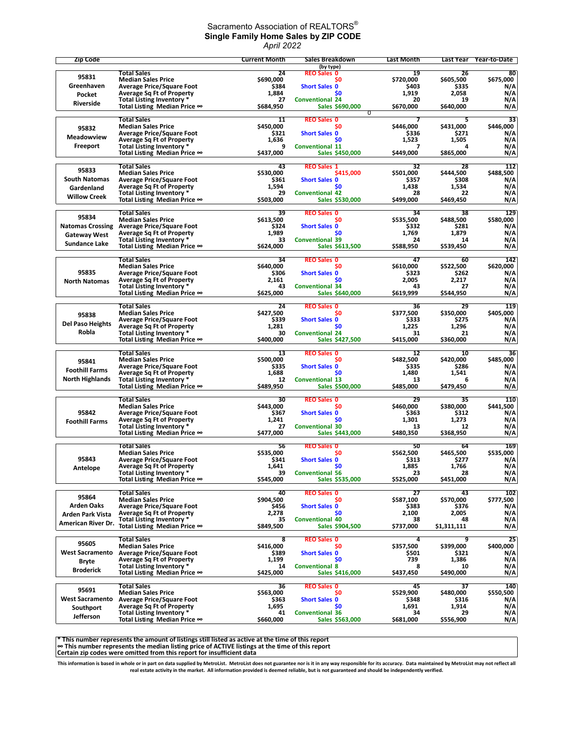Sacramento Association of REALTORS®

**Single Family Home Sales by ZIP CODE**

*April 2022*

| Zip Code | | Current Month | Sales Breakdown (by type) | Last Month | Last Year | Year-to-Date |
|---|---|---|---|---|---|---|
| 95831 Greenhaven Pocket Riverside | Total Sales | 24 | REO Sales 0 | 19 | 26 | 80 |
| | Median Sales Price | $690,000 | $0 | $720,000 | $605,500 | $675,000 |
| | Average Price/Square Foot | $384 | Short Sales 0 | $403 | $335 | N/A |
| | Average Sq Ft of Property | 1,884 | $0 | 1,919 | 2,058 | N/A |
| | Total Listing Inventory * | 27 | Conventional 24 | 20 | 19 | N/A |
| | Total Listing Median Price ∞ | $684,950 | Sales $690,000 | $670,000 | $640,000 | N/A |
| 95832 Meadowview Freeport | Total Sales | 11 | REO Sales 0 | 7 | 5 | 33 |
| | Median Sales Price | $450,000 | $0 | $446,000 | $431,000 | $446,000 |
| | Average Price/Square Foot | $321 | Short Sales 0 | $336 | $271 | N/A |
| | Average Sq Ft of Property | 1,636 | $0 | 1,523 | 1,505 | N/A |
| | Total Listing Inventory * | 9 | Conventional 11 | 7 | 4 | N/A |
| | Total Listing Median Price ∞ | $437,000 | Sales $450,000 | $449,000 | $865,000 | N/A |
| 95833 South Natomas Gardenland Willow Creek | Total Sales | 43 | REO Sales 1 | 32 | 28 | 112 |
| | Median Sales Price | $530,000 | $415,000 | $501,000 | $444,500 | $488,500 |
| | Average Price/Square Foot | $361 | Short Sales 0 | $357 | $308 | N/A |
| | Average Sq Ft of Property | 1,594 | $0 | 1,438 | 1,534 | N/A |
| | Total Listing Inventory * | 29 | Conventional 42 | 28 | 22 | N/A |
| | Total Listing Median Price ∞ | $503,000 | Sales $530,000 | $499,000 | $469,450 | N/A |
| 95834 Natomas Crossing Gateway West Sundance Lake | Total Sales | 39 | REO Sales 0 | 34 | 38 | 129 |
| | Median Sales Price | $613,500 | $0 | $535,500 | $488,500 | $580,000 |
| | Average Price/Square Foot | $324 | Short Sales 0 | $332 | $281 | N/A |
| | Average Sq Ft of Property | 1,989 | $0 | 1,769 | 1,879 | N/A |
| | Total Listing Inventory * | 33 | Conventional 39 | 24 | 14 | N/A |
| | Total Listing Median Price ∞ | $624,000 | Sales $613,500 | $588,950 | $539,450 | N/A |
| 95835 North Natomas | Total Sales | 34 | REO Sales 0 | 47 | 60 | 142 |
| | Median Sales Price | $640,000 | $0 | $610,000 | $522,500 | $620,000 |
| | Average Price/Square Foot | $306 | Short Sales 0 | $323 | $262 | N/A |
| | Average Sq Ft of Property | 2,161 | $0 | 2,005 | 2,217 | N/A |
| | Total Listing Inventory * | 43 | Conventional 34 | 43 | 27 | N/A |
| | Total Listing Median Price ∞ | $625,000 | Sales $640,000 | $619,999 | $544,950 | N/A |
| 95838 Del Paso Heights Robla | Total Sales | 24 | REO Sales 0 | 36 | 29 | 119 |
| | Median Sales Price | $427,500 | $0 | $377,500 | $350,000 | $405,000 |
| | Average Price/Square Foot | $339 | Short Sales 0 | $333 | $275 | N/A |
| | Average Sq Ft of Property | 1,281 | $0 | 1,225 | 1,296 | N/A |
| | Total Listing Inventory * | 30 | Conventional 24 | 31 | 21 | N/A |
| | Total Listing Median Price ∞ | $400,000 | Sales $427,500 | $415,000 | $360,000 | N/A |
| 95841 Foothill Farms North Highlands | Total Sales | 13 | REO Sales 0 | 12 | 10 | 36 |
| | Median Sales Price | $500,000 | $0 | $482,500 | $420,000 | $485,000 |
| | Average Price/Square Foot | $335 | Short Sales 0 | $335 | $286 | N/A |
| | Average Sq Ft of Property | 1,688 | $0 | 1,480 | 1,541 | N/A |
| | Total Listing Inventory * | 12 | Conventional 13 | 13 | 6 | N/A |
| | Total Listing Median Price ∞ | $489,950 | Sales $500,000 | $485,000 | $479,450 | N/A |
| 95842 Foothill Farms | Total Sales | 30 | REO Sales 0 | 29 | 35 | 110 |
| | Median Sales Price | $443,000 | $0 | $460,000 | $380,000 | $441,500 |
| | Average Price/Square Foot | $367 | Short Sales 0 | $363 | $312 | N/A |
| | Average Sq Ft of Property | 1,241 | $0 | 1,301 | 1,273 | N/A |
| | Total Listing Inventory * | 27 | Conventional 30 | 13 | 12 | N/A |
| | Total Listing Median Price ∞ | $477,000 | Sales $443,000 | $480,350 | $368,950 | N/A |
| 95843 Antelope | Total Sales | 56 | REO Sales 0 | 50 | 64 | 169 |
| | Median Sales Price | $535,000 | $0 | $562,500 | $465,500 | $535,000 |
| | Average Price/Square Foot | $341 | Short Sales 0 | $313 | $277 | N/A |
| | Average Sq Ft of Property | 1,641 | $0 | 1,885 | 1,766 | N/A |
| | Total Listing Inventory * | 39 | Conventional 56 | 23 | 28 | N/A |
| | Total Listing Median Price ∞ | $545,000 | Sales $535,000 | $525,000 | $451,000 | N/A |
| 95864 Arden Oaks Arden Park Vista American River Dr. | Total Sales | 40 | REO Sales 0 | 27 | 43 | 102 |
| | Median Sales Price | $904,500 | $0 | $587,100 | $570,000 | $777,500 |
| | Average Price/Square Foot | $456 | Short Sales 0 | $383 | $376 | N/A |
| | Average Sq Ft of Property | 2,278 | $0 | 2,100 | 2,005 | N/A |
| | Total Listing Inventory * | 35 | Conventional 40 | 38 | 48 | N/A |
| | Total Listing Median Price ∞ | $849,500 | Sales $904,500 | $737,000 | $1,311,111 | N/A |
| 95605 West Sacramento Bryte Broderick | Total Sales | 8 | REO Sales 0 | 4 | 9 | 25 |
| | Median Sales Price | $416,000 | $0 | $357,500 | $399,000 | $400,000 |
| | Average Price/Square Foot | $389 | Short Sales 0 | $501 | $321 | N/A |
| | Average Sq Ft of Property | 1,199 | $0 | 739 | 1,386 | N/A |
| | Total Listing Inventory * | 14 | Conventional 8 | 8 | 10 | N/A |
| | Total Listing Median Price ∞ | $425,000 | Sales $416,000 | $437,450 | $490,000 | N/A |
| 95691 West Sacramento Southport Jefferson | Total Sales | 36 | REO Sales 0 | 45 | 37 | 140 |
| | Median Sales Price | $563,000 | $0 | $529,900 | $480,000 | $550,500 |
| | Average Price/Square Foot | $363 | Short Sales 0 | $348 | $316 | N/A |
| | Average Sq Ft of Property | 1,695 | $0 | 1,691 | 1,914 | N/A |
| | Total Listing Inventory * | 41 | Conventional 36 | 34 | 29 | N/A |
| | Total Listing Median Price ∞ | $660,000 | Sales $563,000 | $681,000 | $556,900 | N/A |

\* This number represents the amount of listings still listed as active at the time of this report
∞ This number represents the median listing price of ACTIVE listings at the time of this report
Certain zip codes were omitted from this report for insufficient data

This information is based in whole or in part on data supplied by MetroList. MetroList does not guarantee nor is it in any way responsible for its accuracy. Data maintained by MetroList may not reflect all real estate activity in the market. All information provided is deemed reliable, but is not guaranteed and should be independently verified.